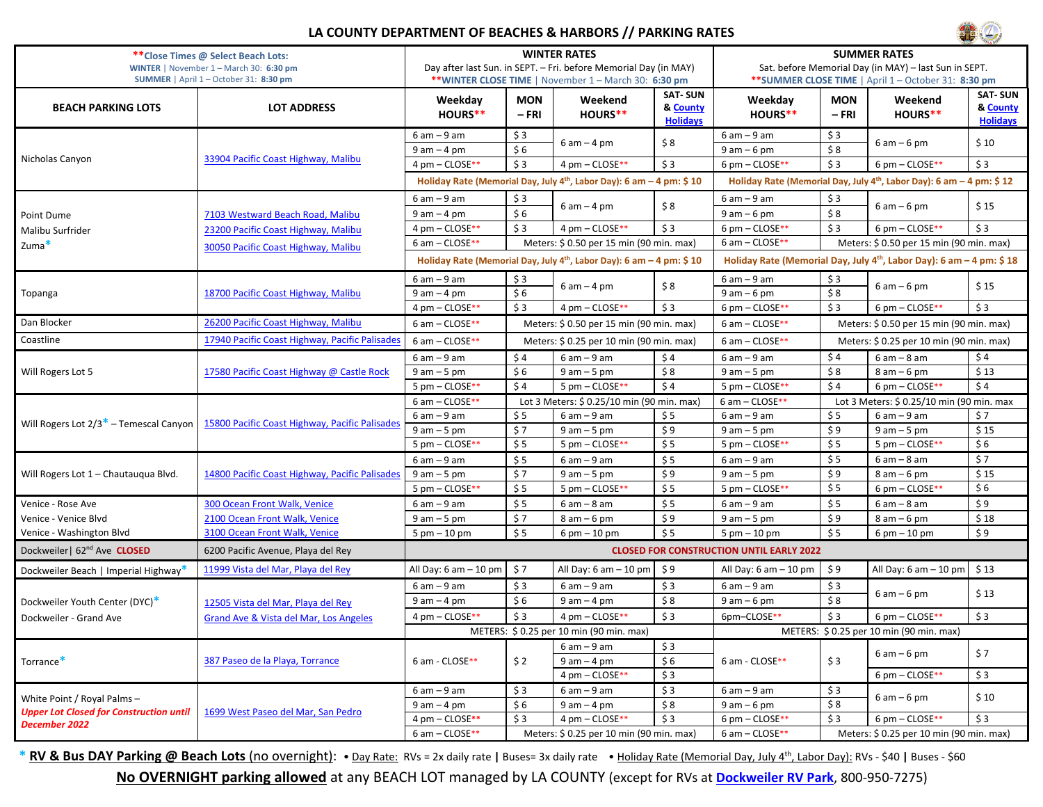# LA COUNTY DEPARTMENT OF BEACHES & HARBORS // PARKING RATES

| **Close Times @ Select Beach Lots: WINTER \| November 1 – March 30: 6:30 pm SUMMER \| April 1 – October 31: 8:30 pm | | WINTER RATES Day after last Sun. in SEPT. – Fri. before Memorial Day (in MAY) **WINTER CLOSE TIME \| November 1 – March 30: 6:30 pm | | | | SUMMER RATES Sat. before Memorial Day (in MAY) – last Sun in SEPT. **SUMMER CLOSE TIME \| April 1 – October 31: 8:30 pm | | | |
|---|---|---|---|---|---|---|---|---|---|
| **BEACH PARKING LOTS** | **LOT ADDRESS** | **Weekday HOURS**** | **MON – FRI** | **Weekend HOURS**** | **SAT- SUN & County Holidays** | **Weekday HOURS**** | **MON – FRI** | **Weekend HOURS**** | **SAT- SUN & County Holidays** |
| Nicholas Canyon | 33904 Pacific Coast Highway, Malibu | 6 am – 9 am | $ 3 | 6 am – 4 pm | $ 8 | 6 am – 9 am | $ 3 | 6 am – 6 pm | $ 10 |
| | | 9 am – 4 pm | $ 6 | | | 9 am – 6 pm | $ 8 | | |
| | | 4 pm – CLOSE** | $ 3 | 4 pm – CLOSE** | $ 3 | 6 pm – CLOSE** | $ 3 | 6 pm – CLOSE** | $ 3 |
| | | Holiday Rate (Memorial Day, July 4th, Labor Day): 6 am – 4 pm: $ 10 | | | | Holiday Rate (Memorial Day, July 4th, Labor Day): 6 am – 4 pm: $ 12 | | | |
| Point Dume<br>Malibu Surfrider<br>Zuma* | 7103 Westward Beach Road, Malibu<br>23200 Pacific Coast Highway, Malibu<br>30050 Pacific Coast Highway, Malibu | 6 am – 9 am | $ 3 | 6 am – 4 pm | $ 8 | 6 am – 9 am | $ 3 | 6 am – 6 pm | $ 15 |
| | | 9 am – 4 pm | $ 6 | | | 9 am – 6 pm | $ 8 | | |
| | | 4 pm – CLOSE** | $ 3 | 4 pm – CLOSE** | $ 3 | 6 pm – CLOSE** | $ 3 | 6 pm – CLOSE** | $ 3 |
| | | 6 am – CLOSE** | Meters: $ 0.50 per 15 min (90 min. max) | | | 6 am – CLOSE** | Meters: $ 0.50 per 15 min (90 min. max) | | |
| | | Holiday Rate (Memorial Day, July 4th, Labor Day): 6 am – 4 pm: $ 10 | | | | Holiday Rate (Memorial Day, July 4th, Labor Day): 6 am – 4 pm: $ 18 | | | |
| Topanga | 18700 Pacific Coast Highway, Malibu | 6 am – 9 am | $ 3 | 6 am – 4 pm | $ 8 | 6 am – 9 am | $ 3 | 6 am – 6 pm | $ 15 |
| | | 9 am – 4 pm | $ 6 | | | 9 am – 6 pm | $ 8 | | |
| | | 4 pm – CLOSE** | $ 3 | 4 pm – CLOSE** | $ 3 | 6 pm – CLOSE** | $ 3 | 6 pm – CLOSE** | $ 3 |
| Dan Blocker | 26200 Pacific Coast Highway, Malibu | 6 am – CLOSE** | Meters: $ 0.50 per 15 min (90 min. max) | | | 6 am – CLOSE** | Meters: $ 0.50 per 15 min (90 min. max) | | |
| Coastline | 17940 Pacific Coast Highway, Pacific Palisades | 6 am – CLOSE** | Meters: $ 0.25 per 10 min (90 min. max) | | | 6 am – CLOSE** | Meters: $ 0.25 per 10 min (90 min. max) | | |
| Will Rogers Lot 5 | 17580 Pacific Coast Highway @ Castle Rock | 6 am – 9 am | $ 4 | 6 am – 9 am | $ 4 | 6 am – 9 am | $ 4 | 6 am – 8 am | $ 4 |
| | | 9 am – 5 pm | $ 6 | 9 am – 5 pm | $ 8 | 9 am – 5 pm | $ 8 | 8 am – 6 pm | $ 13 |
| | | 5 pm – CLOSE** | $ 4 | 5 pm – CLOSE** | $ 4 | 5 pm – CLOSE** | $ 4 | 6 pm – CLOSE** | $ 4 |
| Will Rogers Lot 2/3* – Temescal Canyon | 15800 Pacific Coast Highway, Pacific Palisades | 6 am – CLOSE** | Lot 3 Meters: $ 0.25/10 min (90 min. max) | | | 6 am – CLOSE** | Lot 3 Meters: $ 0.25/10 min (90 min. max | | |
| | | 6 am – 9 am | $ 5 | 6 am – 9 am | $ 5 | 6 am – 9 am | $ 5 | 6 am – 9 am | $ 7 |
| | | 9 am – 5 pm | $ 7 | 9 am – 5 pm | $ 9 | 9 am – 5 pm | $ 9 | 9 am – 5 pm | $ 15 |
| | | 5 pm – CLOSE** | $ 5 | 5 pm – CLOSE** | $ 5 | 5 pm – CLOSE** | $ 5 | 5 pm – CLOSE** | $ 6 |
| Will Rogers Lot 1 – Chautauqua Blvd. | 14800 Pacific Coast Highway, Pacific Palisades | 6 am – 9 am | $ 5 | 6 am – 9 am | $ 5 | 6 am – 9 am | $ 5 | 6 am – 8 am | $ 7 |
| | | 9 am – 5 pm | $ 7 | 9 am – 5 pm | $ 9 | 9 am – 5 pm | $ 9 | 8 am – 6 pm | $ 15 |
| | | 5 pm – CLOSE** | $ 5 | 5 pm – CLOSE** | $ 5 | 5 pm – CLOSE** | $ 5 | 6 pm – CLOSE** | $ 6 |
| Venice - Rose Ave<br>Venice - Venice Blvd<br>Venice - Washington Blvd | 300 Ocean Front Walk, Venice<br>2100 Ocean Front Walk, Venice<br>3100 Ocean Front Walk, Venice | 6 am – 9 am | $ 5 | 6 am – 8 am | $ 5 | 6 am – 9 am | $ 5 | 6 am – 8 am | $ 9 |
| | | 9 am – 5 pm | $ 7 | 8 am – 6 pm | $ 9 | 9 am – 5 pm | $ 9 | 8 am – 6 pm | $ 18 |
| | | 5 pm – 10 pm | $ 5 | 6 pm – 10 pm | $ 5 | 5 pm – 10 pm | $ 5 | 6 pm – 10 pm | $ 9 |
| Dockweiler\| 62nd Ave CLOSED | 6200 Pacific Avenue, Playa del Rey | CLOSED FOR CONSTRUCTION UNTIL EARLY 2022 | | | | | | | |
| Dockweiler Beach \| Imperial Highway* | 11999 Vista del Mar, Playa del Rey | All Day: 6 am – 10 pm | $ 7 | All Day: 6 am – 10 pm | $ 9 | All Day: 6 am – 10 pm | $ 9 | All Day: 6 am – 10 pm | $ 13 |
| Dockweiler Youth Center (DYC)*<br>Dockweiler - Grand Ave | 12505 Vista del Mar, Playa del Rey<br>Grand Ave & Vista del Mar, Los Angeles | 6 am – 9 am | $ 3 | 6 am – 9 am | $ 3 | 6 am – 9 am | $ 3 | 6 am – 6 pm | $ 13 |
| | | 9 am – 4 pm | $ 6 | 9 am – 4 pm | $ 8 | 9 am – 6 pm | $ 8 | | |
| | | 4 pm – CLOSE** | $ 3 | 4 pm – CLOSE** | $ 3 | 6pm–CLOSE** | $ 3 | 6 pm – CLOSE** | $ 3 |
| | | METERS: $ 0.25 per 10 min (90 min. max) | | | | METERS: $ 0.25 per 10 min (90 min. max) | | | |
| Torrance* | 387 Paseo de la Playa, Torrance | 6 am - CLOSE** | $ 2 | 6 am – 9 am | $ 3 | 6 am - CLOSE** | $ 3 | 6 am – 6 pm | $ 7 |
| | | | | 9 am – 4 pm | $ 6 | | | | |
| | | | | 4 pm – CLOSE** | $ 3 | | | 6 pm – CLOSE** | $ 3 |
| White Point / Royal Palms – ***Upper Lot Closed for Construction until December 2022*** | 1699 West Paseo del Mar, San Pedro | 6 am – 9 am | $ 3 | 6 am – 9 am | $ 3 | 6 am – 9 am | $ 3 | 6 am – 6 pm | $ 10 |
| | | 9 am – 4 pm | $ 6 | 9 am – 4 pm | $ 8 | 9 am – 6 pm | $ 8 | | |
| | | 4 pm – CLOSE** | $ 3 | 4 pm – CLOSE** | $ 3 | 6 pm – CLOSE** | $ 3 | 6 pm – CLOSE** | $ 3 |
| | | 6 am – CLOSE** | Meters: $ 0.25 per 10 min (90 min. max) | | | 6 am – CLOSE** | Meters: $ 0.25 per 10 min (90 min. max) | | |

\* **RV & Bus DAY Parking @ Beach Lots** (no overnight): • Day Rate: RVs = 2x daily rate | Buses= 3x daily rate • Holiday Rate (Memorial Day, July 4th, Labor Day): RVs - $40 | Buses - $60

**No OVERNIGHT parking allowed** at any BEACH LOT managed by LA COUNTY (except for RVs at **Dockweiler RV Park**, 800-950-7275)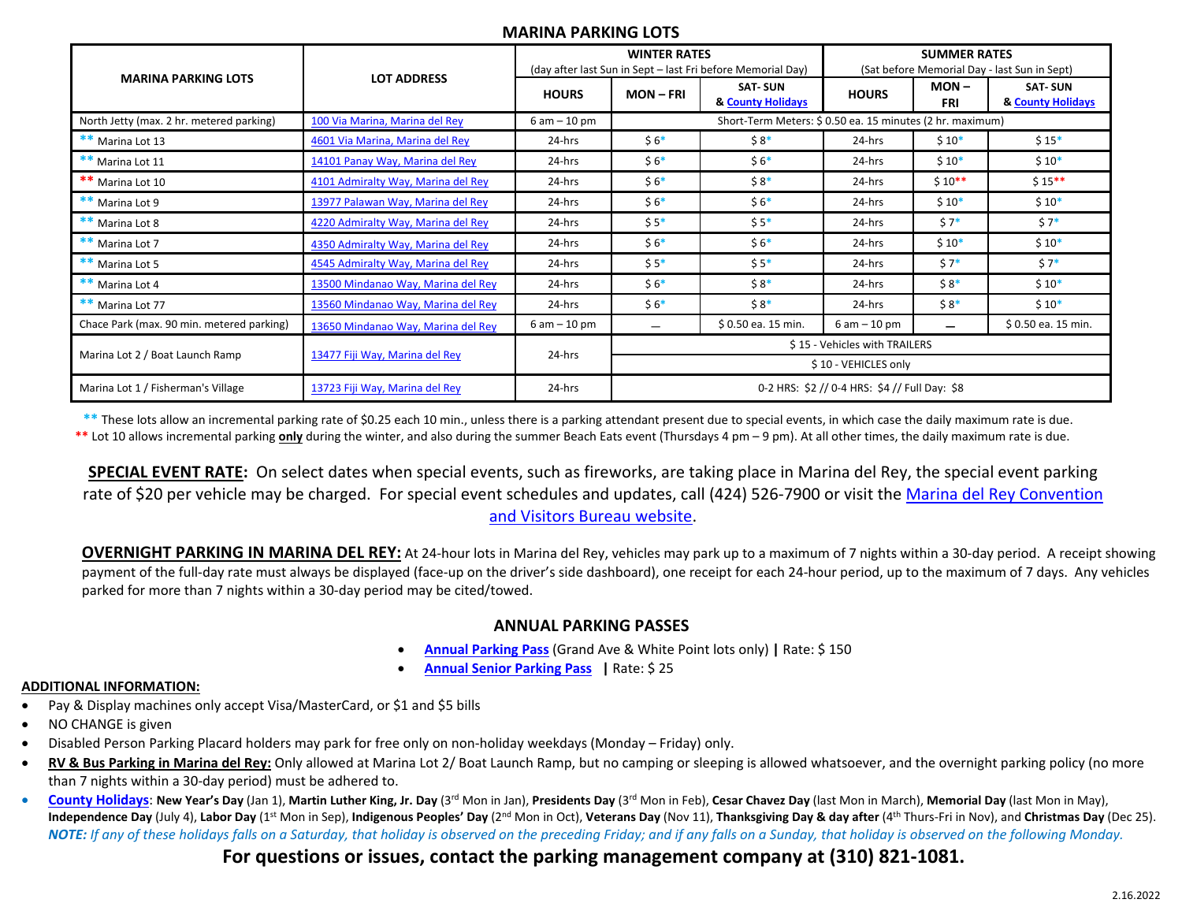# MARINA PARKING LOTS

| MARINA PARKING LOTS | LOT ADDRESS | WINTER RATES (day after last Sun in Sept – last Fri before Memorial Day) | | | SUMMER RATES (Sat before Memorial Day - last Sun in Sept) | | |
|---|---|---|---|---|---|---|---|
| | | HOURS | MON – FRI | SAT- SUN & County Holidays | HOURS | MON – FRI | SAT- SUN & County Holidays |
| North Jetty (max. 2 hr. metered parking) | 100 Via Marina, Marina del Rey | 6 am – 10 pm | Short-Term Meters: $ 0.50 ea. 15 minutes (2 hr. maximum) | | | | |
| ** Marina Lot 13 | 4601 Via Marina, Marina del Rey | 24-hrs | $ 6* | $ 8* | 24-hrs | $ 10* | $ 15* |
| ** Marina Lot 11 | 14101 Panay Way, Marina del Rey | 24-hrs | $ 6* | $ 6* | 24-hrs | $ 10* | $ 10* |
| ** Marina Lot 10 | 4101 Admiralty Way, Marina del Rey | 24-hrs | $ 6* | $ 8* | 24-hrs | $ 10** | $ 15** |
| ** Marina Lot 9 | 13977 Palawan Way, Marina del Rey | 24-hrs | $ 6* | $ 6* | 24-hrs | $ 10* | $ 10* |
| ** Marina Lot 8 | 4220 Admiralty Way, Marina del Rey | 24-hrs | $ 5* | $ 5* | 24-hrs | $ 7* | $ 7* |
| ** Marina Lot 7 | 4350 Admiralty Way, Marina del Rey | 24-hrs | $ 6* | $ 6* | 24-hrs | $ 10* | $ 10* |
| ** Marina Lot 5 | 4545 Admiralty Way, Marina del Rey | 24-hrs | $ 5* | $ 5* | 24-hrs | $ 7* | $ 7* |
| ** Marina Lot 4 | 13500 Mindanao Way, Marina del Rey | 24-hrs | $ 6* | $ 8* | 24-hrs | $ 8* | $ 10* |
| ** Marina Lot 77 | 13560 Mindanao Way, Marina del Rey | 24-hrs | $ 6* | $ 8* | 24-hrs | $ 8* | $ 10* |
| Chace Park (max. 90 min. metered parking) | 13650 Mindanao Way, Marina del Rey | 6 am – 10 pm | — | $ 0.50 ea. 15 min. | 6 am – 10 pm | — | $ 0.50 ea. 15 min. |
| Marina Lot 2 / Boat Launch Ramp | 13477 Fiji Way, Marina del Rey | 24-hrs | $ 15 - Vehicles with TRAILERS | | | | |
| | | | $ 10 - VEHICLES only | | | | |
| Marina Lot 1 / Fisherman's Village | 13723 Fiji Way, Marina del Rey | 24-hrs | 0-2 HRS: $2 // 0-4 HRS: $4 // Full Day: $8 | | | | |

** These lots allow an incremental parking rate of $0.25 each 10 min., unless there is a parking attendant present due to special events, in which case the daily maximum rate is due.

** Lot 10 allows incremental parking **only** during the winter, and also during the summer Beach Eats event (Thursdays 4 pm – 9 pm). At all other times, the daily maximum rate is due.

**SPECIAL EVENT RATE:** On select dates when special events, such as fireworks, are taking place in Marina del Rey, the special event parking rate of $20 per vehicle may be charged. For special event schedules and updates, call (424) 526-7900 or visit the Marina del Rey Convention and Visitors Bureau website.

**OVERNIGHT PARKING IN MARINA DEL REY:** At 24-hour lots in Marina del Rey, vehicles may park up to a maximum of 7 nights within a 30-day period. A receipt showing payment of the full-day rate must always be displayed (face-up on the driver's side dashboard), one receipt for each 24-hour period, up to the maximum of 7 days. Any vehicles parked for more than 7 nights within a 30-day period may be cited/towed.

## ANNUAL PARKING PASSES

- **Annual Parking Pass** (Grand Ave & White Point lots only) **|** Rate: $ 150
- **Annual Senior Parking Pass** **|** Rate: $ 25

**ADDITIONAL INFORMATION:**

- Pay & Display machines only accept Visa/MasterCard, or $1 and $5 bills
- NO CHANGE is given
- Disabled Person Parking Placard holders may park for free only on non-holiday weekdays (Monday – Friday) only.
- **RV & Bus Parking in Marina del Rey:** Only allowed at Marina Lot 2/ Boat Launch Ramp, but no camping or sleeping is allowed whatsoever, and the overnight parking policy (no more than 7 nights within a 30-day period) must be adhered to.
- **County Holidays**: **New Year's Day** (Jan 1), **Martin Luther King, Jr. Day** (3rd Mon in Jan), **Presidents Day** (3rd Mon in Feb), **Cesar Chavez Day** (last Mon in March), **Memorial Day** (last Mon in May), **Independence Day** (July 4), **Labor Day** (1st Mon in Sep), **Indigenous Peoples' Day** (2nd Mon in Oct), **Veterans Day** (Nov 11), **Thanksgiving Day & day after** (4th Thurs-Fri in Nov), and **Christmas Day** (Dec 25). ***NOTE:*** *If any of these holidays falls on a Saturday, that holiday is observed on the preceding Friday; and if any falls on a Sunday, that holiday is observed on the following Monday.*

**For questions or issues, contact the parking management company at (310) 821-1081.**

2.16.2022